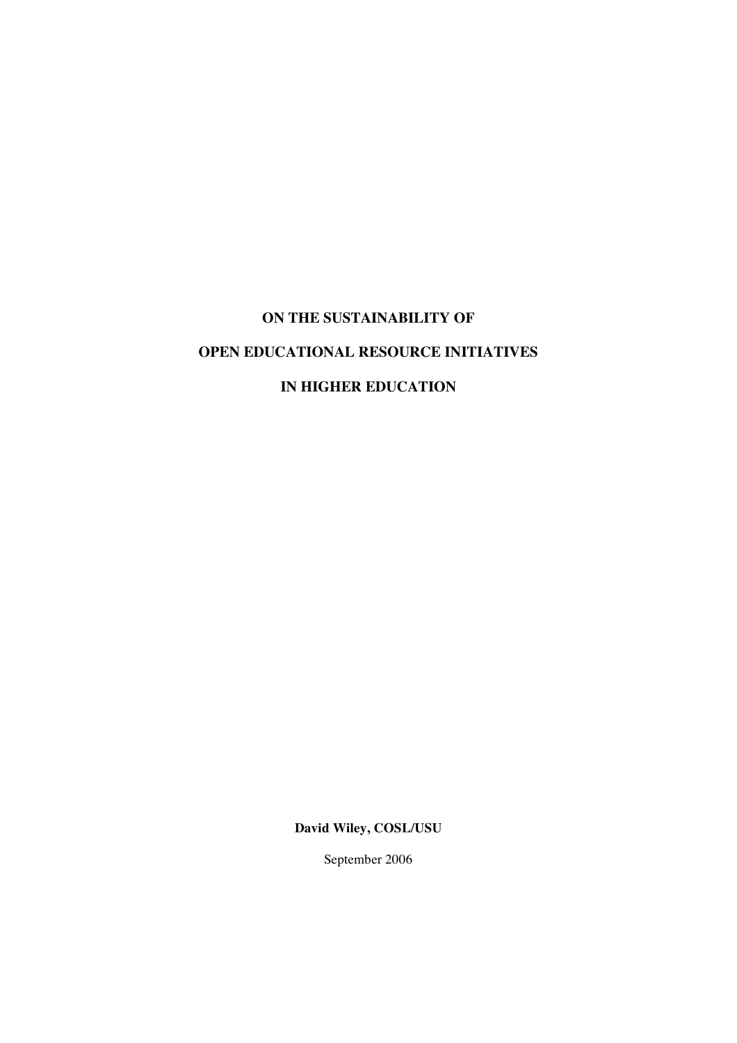# ON THE SUSTAINABILITY OF OPEN EDUCATIONAL RESOURCE INITIATIVES IN HIGHER EDUCATION

**David Wiley, COSL/USU**

September 2006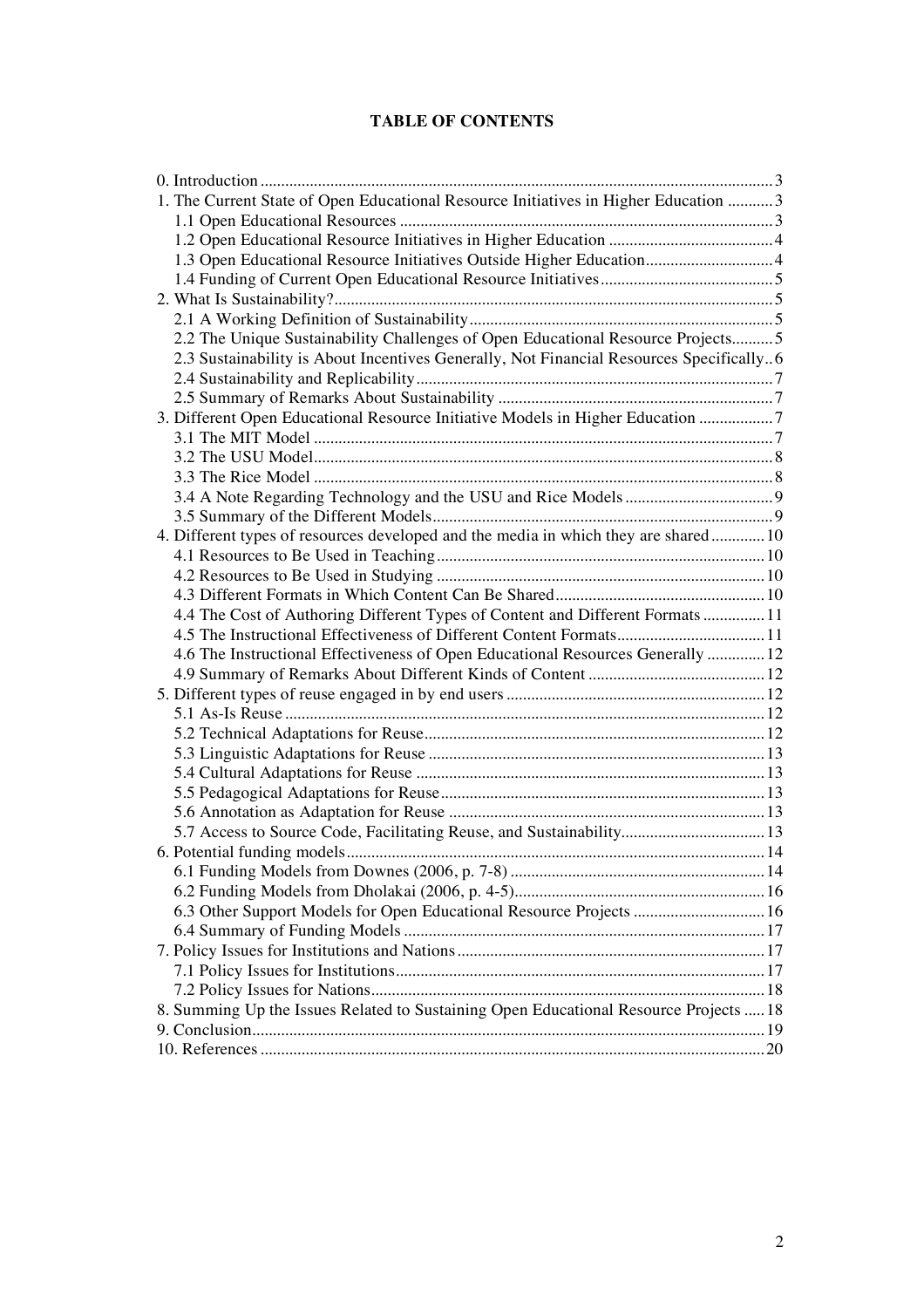**TABLE OF CONTENTS**

0. Introduction ..... 3
1. The Current State of Open Educational Resource Initiatives in Higher Education ..... 3
   - 1.1 Open Educational Resources ..... 3
   - 1.2 Open Educational Resource Initiatives in Higher Education ..... 4
   - 1.3 Open Educational Resource Initiatives Outside Higher Education ..... 4
   - 1.4 Funding of Current Open Educational Resource Initiatives ..... 5
2. What Is Sustainability? ..... 5
   - 2.1 A Working Definition of Sustainability ..... 5
   - 2.2 The Unique Sustainability Challenges of Open Educational Resource Projects ..... 5
   - 2.3 Sustainability is About Incentives Generally, Not Financial Resources Specifically ..... 6
   - 2.4 Sustainability and Replicability ..... 7
   - 2.5 Summary of Remarks About Sustainability ..... 7
3. Different Open Educational Resource Initiative Models in Higher Education ..... 7
   - 3.1 The MIT Model ..... 7
   - 3.2 The USU Model ..... 8
   - 3.3 The Rice Model ..... 8
   - 3.4 A Note Regarding Technology and the USU and Rice Models ..... 9
   - 3.5 Summary of the Different Models ..... 9
4. Different types of resources developed and the media in which they are shared ..... 10
   - 4.1 Resources to Be Used in Teaching ..... 10
   - 4.2 Resources to Be Used in Studying ..... 10
   - 4.3 Different Formats in Which Content Can Be Shared ..... 10
   - 4.4 The Cost of Authoring Different Types of Content and Different Formats ..... 11
   - 4.5 The Instructional Effectiveness of Different Content Formats ..... 11
   - 4.6 The Instructional Effectiveness of Open Educational Resources Generally ..... 12
   - 4.9 Summary of Remarks About Different Kinds of Content ..... 12
5. Different types of reuse engaged in by end users ..... 12
   - 5.1 As-Is Reuse ..... 12
   - 5.2 Technical Adaptations for Reuse ..... 12
   - 5.3 Linguistic Adaptations for Reuse ..... 13
   - 5.4 Cultural Adaptations for Reuse ..... 13
   - 5.5 Pedagogical Adaptations for Reuse ..... 13
   - 5.6 Annotation as Adaptation for Reuse ..... 13
   - 5.7 Access to Source Code, Facilitating Reuse, and Sustainability ..... 13
6. Potential funding models ..... 14
   - 6.1 Funding Models from Downes (2006, p. 7-8) ..... 14
   - 6.2 Funding Models from Dholakai (2006, p. 4-5) ..... 16
   - 6.3 Other Support Models for Open Educational Resource Projects ..... 16
   - 6.4 Summary of Funding Models ..... 17
7. Policy Issues for Institutions and Nations ..... 17
   - 7.1 Policy Issues for Institutions ..... 17
   - 7.2 Policy Issues for Nations ..... 18
8. Summing Up the Issues Related to Sustaining Open Educational Resource Projects ..... 18
9. Conclusion ..... 19
10. References ..... 20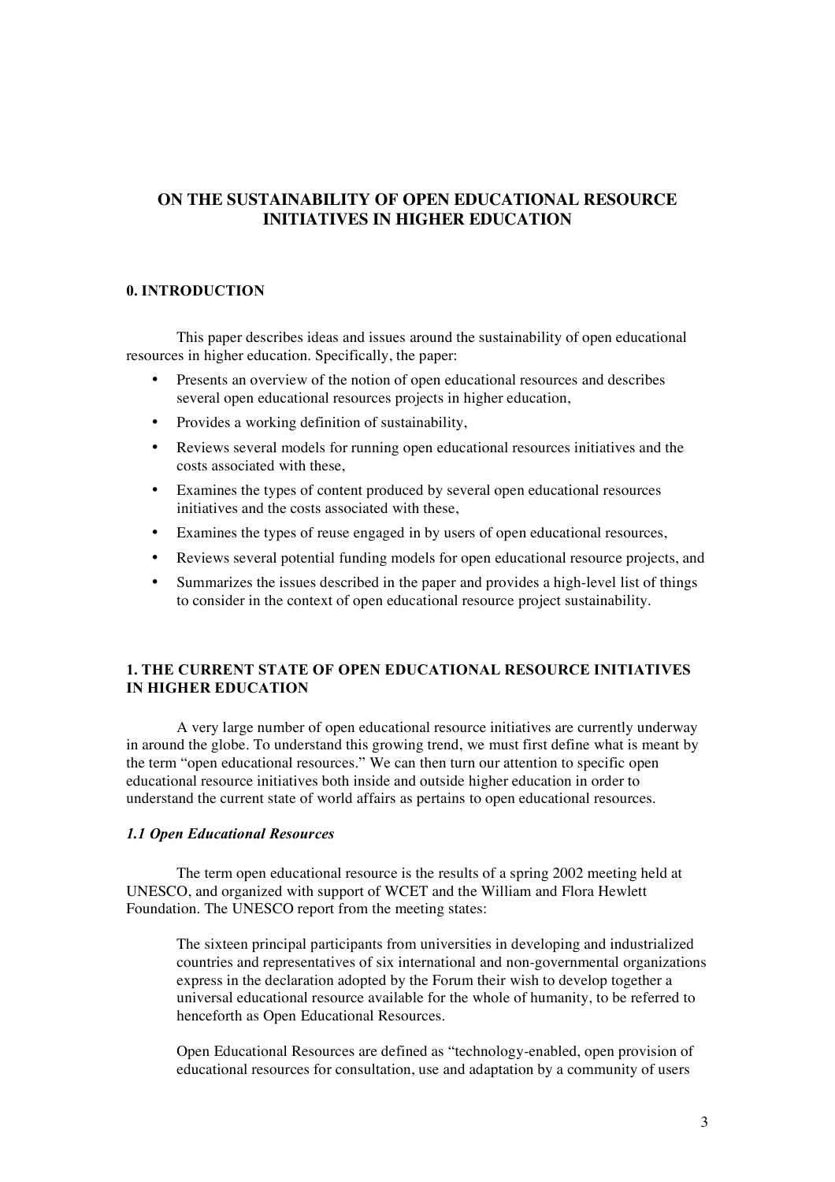# ON THE SUSTAINABILITY OF OPEN EDUCATIONAL RESOURCE INITIATIVES IN HIGHER EDUCATION

## 0. INTRODUCTION

This paper describes ideas and issues around the sustainability of open educational resources in higher education. Specifically, the paper:

- Presents an overview of the notion of open educational resources and describes several open educational resources projects in higher education,
- Provides a working definition of sustainability,
- Reviews several models for running open educational resources initiatives and the costs associated with these,
- Examines the types of content produced by several open educational resources initiatives and the costs associated with these,
- Examines the types of reuse engaged in by users of open educational resources,
- Reviews several potential funding models for open educational resource projects, and
- Summarizes the issues described in the paper and provides a high-level list of things to consider in the context of open educational resource project sustainability.

## 1. THE CURRENT STATE OF OPEN EDUCATIONAL RESOURCE INITIATIVES IN HIGHER EDUCATION

A very large number of open educational resource initiatives are currently underway in around the globe. To understand this growing trend, we must first define what is meant by the term "open educational resources." We can then turn our attention to specific open educational resource initiatives both inside and outside higher education in order to understand the current state of world affairs as pertains to open educational resources.

### *1.1 Open Educational Resources*

The term open educational resource is the results of a spring 2002 meeting held at UNESCO, and organized with support of WCET and the William and Flora Hewlett Foundation. The UNESCO report from the meeting states:

> The sixteen principal participants from universities in developing and industrialized countries and representatives of six international and non-governmental organizations express in the declaration adopted by the Forum their wish to develop together a universal educational resource available for the whole of humanity, to be referred to henceforth as Open Educational Resources.
>
> Open Educational Resources are defined as "technology-enabled, open provision of educational resources for consultation, use and adaptation by a community of users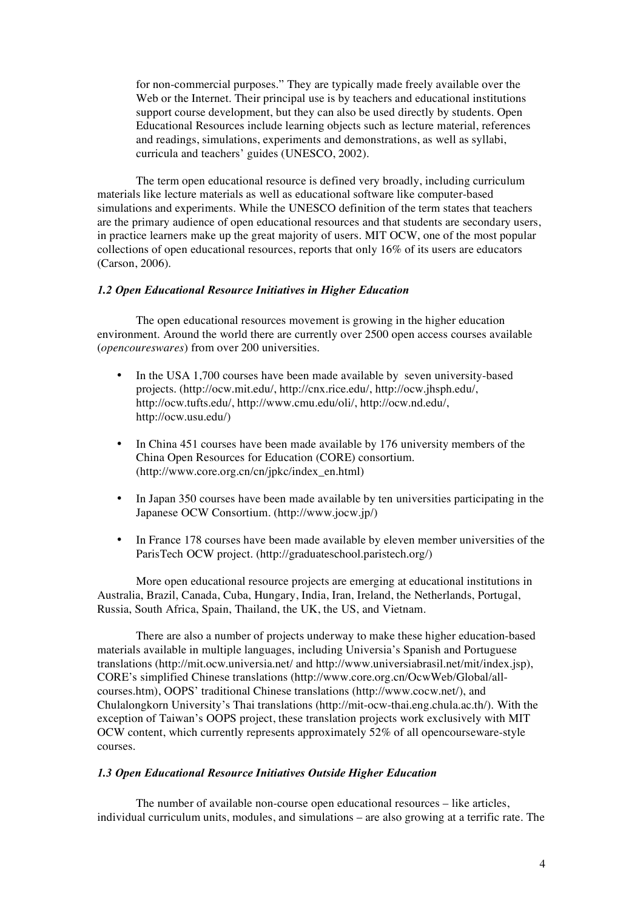> for non-commercial purposes." They are typically made freely available over the Web or the Internet. Their principal use is by teachers and educational institutions support course development, but they can also be used directly by students. Open Educational Resources include learning objects such as lecture material, references and readings, simulations, experiments and demonstrations, as well as syllabi, curricula and teachers' guides (UNESCO, 2002).

The term open educational resource is defined very broadly, including curriculum materials like lecture materials as well as educational software like computer-based simulations and experiments. While the UNESCO definition of the term states that teachers are the primary audience of open educational resources and that students are secondary users, in practice learners make up the great majority of users. MIT OCW, one of the most popular collections of open educational resources, reports that only 16% of its users are educators (Carson, 2006).

### *1.2 Open Educational Resource Initiatives in Higher Education*

The open educational resources movement is growing in the higher education environment. Around the world there are currently over 2500 open access courses available (*opencoureswares*) from over 200 universities.

- In the USA 1,700 courses have been made available by seven university-based projects. (http://ocw.mit.edu/, http://cnx.rice.edu/, http://ocw.jhsph.edu/, http://ocw.tufts.edu/, http://www.cmu.edu/oli/, http://ocw.nd.edu/, http://ocw.usu.edu/)
- In China 451 courses have been made available by 176 university members of the China Open Resources for Education (CORE) consortium. (http://www.core.org.cn/cn/jpkc/index_en.html)
- In Japan 350 courses have been made available by ten universities participating in the Japanese OCW Consortium. (http://www.jocw.jp/)
- In France 178 courses have been made available by eleven member universities of the ParisTech OCW project. (http://graduateschool.paristech.org/)

More open educational resource projects are emerging at educational institutions in Australia, Brazil, Canada, Cuba, Hungary, India, Iran, Ireland, the Netherlands, Portugal, Russia, South Africa, Spain, Thailand, the UK, the US, and Vietnam.

There are also a number of projects underway to make these higher education-based materials available in multiple languages, including Universia's Spanish and Portuguese translations (http://mit.ocw.universia.net/ and http://www.universiabrasil.net/mit/index.jsp), CORE's simplified Chinese translations (http://www.core.org.cn/OcwWeb/Global/all-courses.htm), OOPS' traditional Chinese translations (http://www.cocw.net/), and Chulalongkorn University's Thai translations (http://mit-ocw-thai.eng.chula.ac.th/). With the exception of Taiwan's OOPS project, these translation projects work exclusively with MIT OCW content, which currently represents approximately 52% of all opencourseware-style courses.

### *1.3 Open Educational Resource Initiatives Outside Higher Education*

The number of available non-course open educational resources – like articles, individual curriculum units, modules, and simulations – are also growing at a terrific rate. The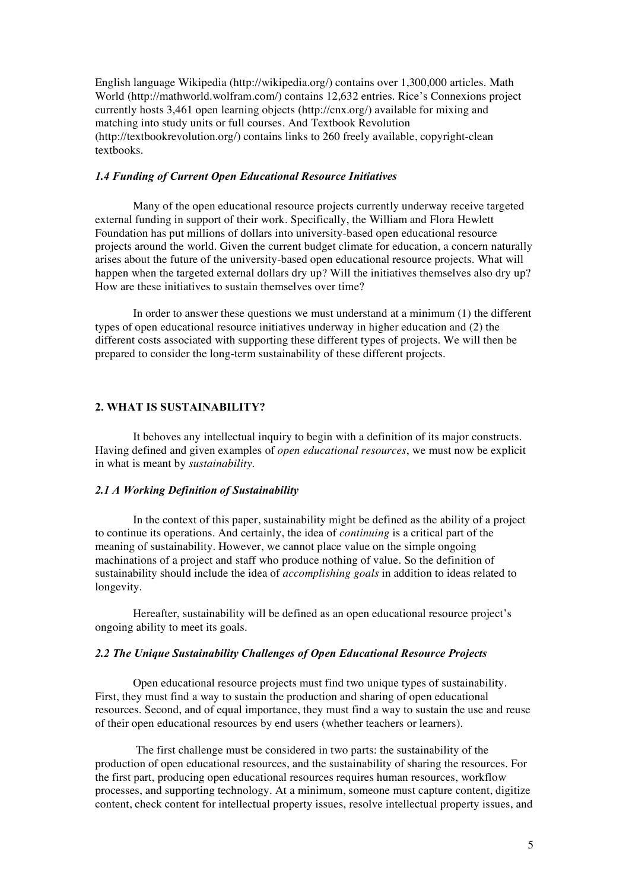English language Wikipedia (http://wikipedia.org/) contains over 1,300,000 articles. Math World (http://mathworld.wolfram.com/) contains 12,632 entries. Rice's Connexions project currently hosts 3,461 open learning objects (http://cnx.org/) available for mixing and matching into study units or full courses. And Textbook Revolution (http://textbookrevolution.org/) contains links to 260 freely available, copyright-clean textbooks.

### *1.4 Funding of Current Open Educational Resource Initiatives*

Many of the open educational resource projects currently underway receive targeted external funding in support of their work. Specifically, the William and Flora Hewlett Foundation has put millions of dollars into university-based open educational resource projects around the world. Given the current budget climate for education, a concern naturally arises about the future of the university-based open educational resource projects. What will happen when the targeted external dollars dry up? Will the initiatives themselves also dry up? How are these initiatives to sustain themselves over time?

In order to answer these questions we must understand at a minimum (1) the different types of open educational resource initiatives underway in higher education and (2) the different costs associated with supporting these different types of projects. We will then be prepared to consider the long-term sustainability of these different projects.

## 2. WHAT IS SUSTAINABILITY?

It behoves any intellectual inquiry to begin with a definition of its major constructs. Having defined and given examples of *open educational resources*, we must now be explicit in what is meant by *sustainability*.

### *2.1 A Working Definition of Sustainability*

In the context of this paper, sustainability might be defined as the ability of a project to continue its operations. And certainly, the idea of *continuing* is a critical part of the meaning of sustainability. However, we cannot place value on the simple ongoing machinations of a project and staff who produce nothing of value. So the definition of sustainability should include the idea of *accomplishing goals* in addition to ideas related to longevity.

Hereafter, sustainability will be defined as an open educational resource project's ongoing ability to meet its goals.

### *2.2 The Unique Sustainability Challenges of Open Educational Resource Projects*

Open educational resource projects must find two unique types of sustainability. First, they must find a way to sustain the production and sharing of open educational resources. Second, and of equal importance, they must find a way to sustain the use and reuse of their open educational resources by end users (whether teachers or learners).

The first challenge must be considered in two parts: the sustainability of the production of open educational resources, and the sustainability of sharing the resources. For the first part, producing open educational resources requires human resources, workflow processes, and supporting technology. At a minimum, someone must capture content, digitize content, check content for intellectual property issues, resolve intellectual property issues, and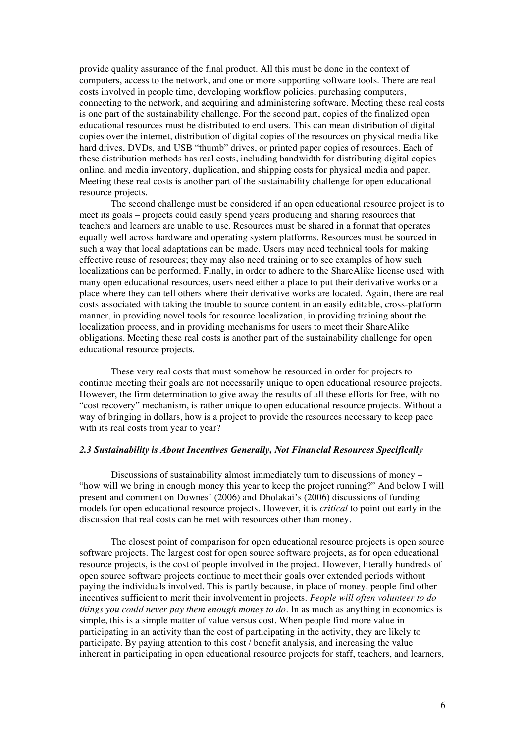provide quality assurance of the final product. All this must be done in the context of computers, access to the network, and one or more supporting software tools. There are real costs involved in people time, developing workflow policies, purchasing computers, connecting to the network, and acquiring and administering software. Meeting these real costs is one part of the sustainability challenge. For the second part, copies of the finalized open educational resources must be distributed to end users. This can mean distribution of digital copies over the internet, distribution of digital copies of the resources on physical media like hard drives, DVDs, and USB "thumb" drives, or printed paper copies of resources. Each of these distribution methods has real costs, including bandwidth for distributing digital copies online, and media inventory, duplication, and shipping costs for physical media and paper. Meeting these real costs is another part of the sustainability challenge for open educational resource projects.

The second challenge must be considered if an open educational resource project is to meet its goals – projects could easily spend years producing and sharing resources that teachers and learners are unable to use. Resources must be shared in a format that operates equally well across hardware and operating system platforms. Resources must be sourced in such a way that local adaptations can be made. Users may need technical tools for making effective reuse of resources; they may also need training or to see examples of how such localizations can be performed. Finally, in order to adhere to the ShareAlike license used with many open educational resources, users need either a place to put their derivative works or a place where they can tell others where their derivative works are located. Again, there are real costs associated with taking the trouble to source content in an easily editable, cross-platform manner, in providing novel tools for resource localization, in providing training about the localization process, and in providing mechanisms for users to meet their ShareAlike obligations. Meeting these real costs is another part of the sustainability challenge for open educational resource projects.

These very real costs that must somehow be resourced in order for projects to continue meeting their goals are not necessarily unique to open educational resource projects. However, the firm determination to give away the results of all these efforts for free, with no "cost recovery" mechanism, is rather unique to open educational resource projects. Without a way of bringing in dollars, how is a project to provide the resources necessary to keep pace with its real costs from year to year?

### *2.3 Sustainability is About Incentives Generally, Not Financial Resources Specifically*

Discussions of sustainability almost immediately turn to discussions of money – "how will we bring in enough money this year to keep the project running?" And below I will present and comment on Downes' (2006) and Dholakai's (2006) discussions of funding models for open educational resource projects. However, it is *critical* to point out early in the discussion that real costs can be met with resources other than money.

The closest point of comparison for open educational resource projects is open source software projects. The largest cost for open source software projects, as for open educational resource projects, is the cost of people involved in the project. However, literally hundreds of open source software projects continue to meet their goals over extended periods without paying the individuals involved. This is partly because, in place of money, people find other incentives sufficient to merit their involvement in projects. *People will often volunteer to do things you could never pay them enough money to do*. In as much as anything in economics is simple, this is a simple matter of value versus cost. When people find more value in participating in an activity than the cost of participating in the activity, they are likely to participate. By paying attention to this cost / benefit analysis, and increasing the value inherent in participating in open educational resource projects for staff, teachers, and learners,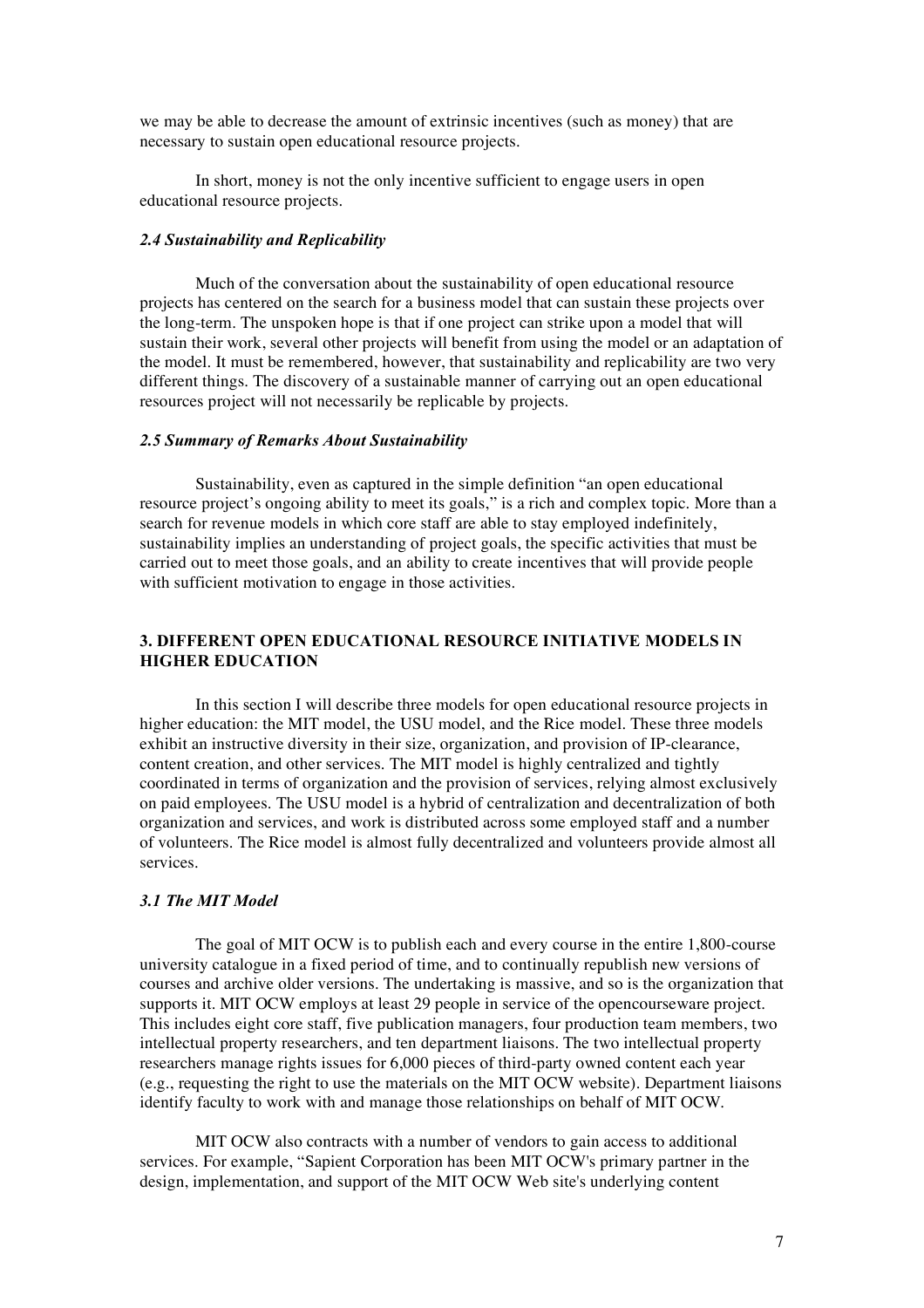we may be able to decrease the amount of extrinsic incentives (such as money) that are necessary to sustain open educational resource projects.

In short, money is not the only incentive sufficient to engage users in open educational resource projects.

### *2.4 Sustainability and Replicability*

Much of the conversation about the sustainability of open educational resource projects has centered on the search for a business model that can sustain these projects over the long-term. The unspoken hope is that if one project can strike upon a model that will sustain their work, several other projects will benefit from using the model or an adaptation of the model. It must be remembered, however, that sustainability and replicability are two very different things. The discovery of a sustainable manner of carrying out an open educational resources project will not necessarily be replicable by projects.

### *2.5 Summary of Remarks About Sustainability*

Sustainability, even as captured in the simple definition "an open educational resource project's ongoing ability to meet its goals," is a rich and complex topic. More than a search for revenue models in which core staff are able to stay employed indefinitely, sustainability implies an understanding of project goals, the specific activities that must be carried out to meet those goals, and an ability to create incentives that will provide people with sufficient motivation to engage in those activities.

## 3. DIFFERENT OPEN EDUCATIONAL RESOURCE INITIATIVE MODELS IN HIGHER EDUCATION

In this section I will describe three models for open educational resource projects in higher education: the MIT model, the USU model, and the Rice model. These three models exhibit an instructive diversity in their size, organization, and provision of IP-clearance, content creation, and other services. The MIT model is highly centralized and tightly coordinated in terms of organization and the provision of services, relying almost exclusively on paid employees. The USU model is a hybrid of centralization and decentralization of both organization and services, and work is distributed across some employed staff and a number of volunteers. The Rice model is almost fully decentralized and volunteers provide almost all services.

### *3.1 The MIT Model*

The goal of MIT OCW is to publish each and every course in the entire 1,800-course university catalogue in a fixed period of time, and to continually republish new versions of courses and archive older versions. The undertaking is massive, and so is the organization that supports it. MIT OCW employs at least 29 people in service of the opencourseware project. This includes eight core staff, five publication managers, four production team members, two intellectual property researchers, and ten department liaisons. The two intellectual property researchers manage rights issues for 6,000 pieces of third-party owned content each year (e.g., requesting the right to use the materials on the MIT OCW website). Department liaisons identify faculty to work with and manage those relationships on behalf of MIT OCW.

MIT OCW also contracts with a number of vendors to gain access to additional services. For example, "Sapient Corporation has been MIT OCW's primary partner in the design, implementation, and support of the MIT OCW Web site's underlying content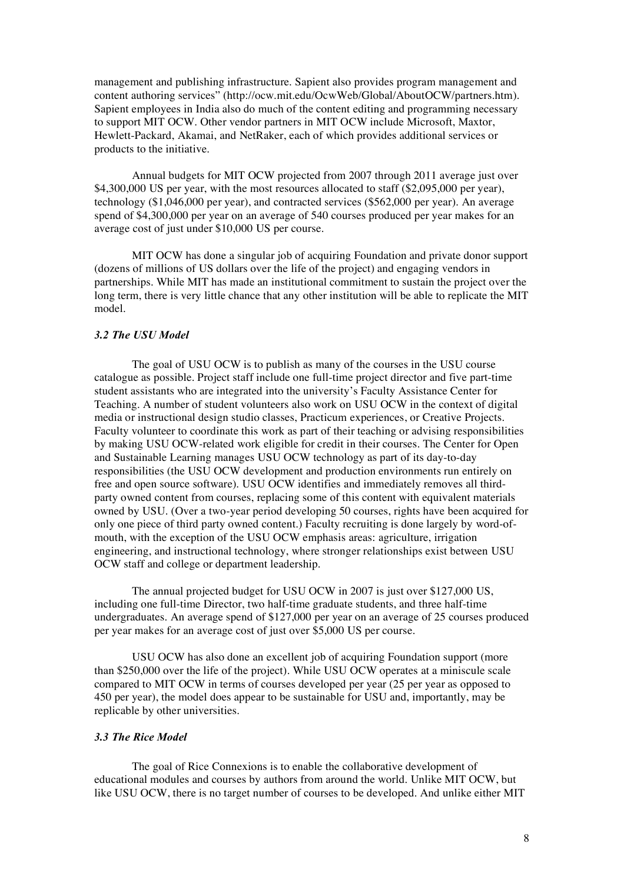management and publishing infrastructure. Sapient also provides program management and content authoring services" (http://ocw.mit.edu/OcwWeb/Global/AboutOCW/partners.htm). Sapient employees in India also do much of the content editing and programming necessary to support MIT OCW. Other vendor partners in MIT OCW include Microsoft, Maxtor, Hewlett-Packard, Akamai, and NetRaker, each of which provides additional services or products to the initiative.

Annual budgets for MIT OCW projected from 2007 through 2011 average just over $4,300,000 US per year, with the most resources allocated to staff ($2,095,000 per year), technology ($1,046,000 per year), and contracted services ($562,000 per year). An average spend of $4,300,000 per year on an average of 540 courses produced per year makes for an average cost of just under $10,000 US per course.

MIT OCW has done a singular job of acquiring Foundation and private donor support (dozens of millions of US dollars over the life of the project) and engaging vendors in partnerships. While MIT has made an institutional commitment to sustain the project over the long term, there is very little chance that any other institution will be able to replicate the MIT model.

### *3.2 The USU Model*

The goal of USU OCW is to publish as many of the courses in the USU course catalogue as possible. Project staff include one full-time project director and five part-time student assistants who are integrated into the university's Faculty Assistance Center for Teaching. A number of student volunteers also work on USU OCW in the context of digital media or instructional design studio classes, Practicum experiences, or Creative Projects. Faculty volunteer to coordinate this work as part of their teaching or advising responsibilities by making USU OCW-related work eligible for credit in their courses. The Center for Open and Sustainable Learning manages USU OCW technology as part of its day-to-day responsibilities (the USU OCW development and production environments run entirely on free and open source software). USU OCW identifies and immediately removes all third-party owned content from courses, replacing some of this content with equivalent materials owned by USU. (Over a two-year period developing 50 courses, rights have been acquired for only one piece of third party owned content.) Faculty recruiting is done largely by word-of-mouth, with the exception of the USU OCW emphasis areas: agriculture, irrigation engineering, and instructional technology, where stronger relationships exist between USU OCW staff and college or department leadership.

The annual projected budget for USU OCW in 2007 is just over $127,000 US, including one full-time Director, two half-time graduate students, and three half-time undergraduates. An average spend of $127,000 per year on an average of 25 courses produced per year makes for an average cost of just over $5,000 US per course.

USU OCW has also done an excellent job of acquiring Foundation support (more than $250,000 over the life of the project). While USU OCW operates at a miniscule scale compared to MIT OCW in terms of courses developed per year (25 per year as opposed to 450 per year), the model does appear to be sustainable for USU and, importantly, may be replicable by other universities.

### *3.3 The Rice Model*

The goal of Rice Connexions is to enable the collaborative development of educational modules and courses by authors from around the world. Unlike MIT OCW, but like USU OCW, there is no target number of courses to be developed. And unlike either MIT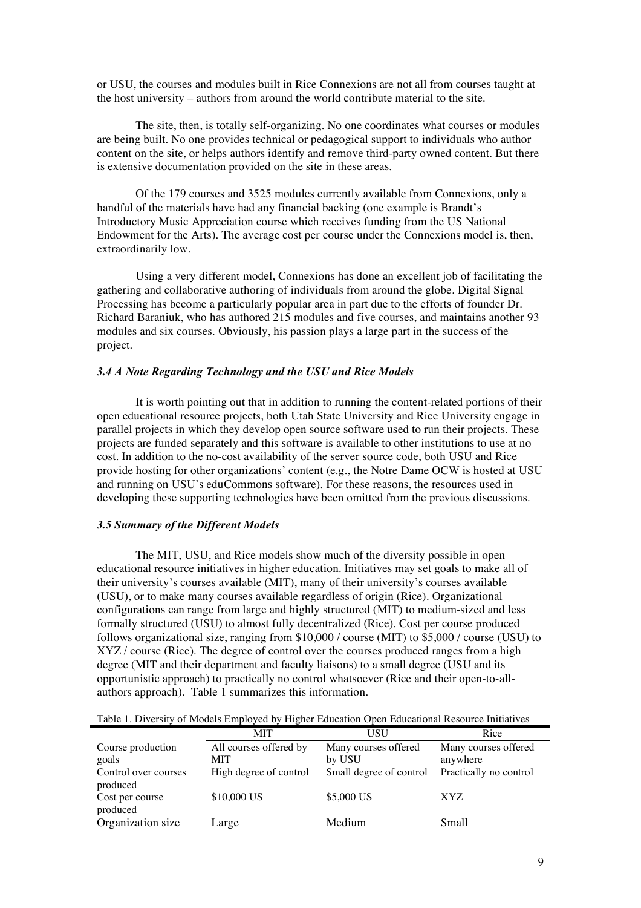or USU, the courses and modules built in Rice Connexions are not all from courses taught at the host university – authors from around the world contribute material to the site.

The site, then, is totally self-organizing. No one coordinates what courses or modules are being built. No one provides technical or pedagogical support to individuals who author content on the site, or helps authors identify and remove third-party owned content. But there is extensive documentation provided on the site in these areas.

Of the 179 courses and 3525 modules currently available from Connexions, only a handful of the materials have had any financial backing (one example is Brandt's Introductory Music Appreciation course which receives funding from the US National Endowment for the Arts). The average cost per course under the Connexions model is, then, extraordinarily low.

Using a very different model, Connexions has done an excellent job of facilitating the gathering and collaborative authoring of individuals from around the globe. Digital Signal Processing has become a particularly popular area in part due to the efforts of founder Dr. Richard Baraniuk, who has authored 215 modules and five courses, and maintains another 93 modules and six courses. Obviously, his passion plays a large part in the success of the project.

### *3.4 A Note Regarding Technology and the USU and Rice Models*

It is worth pointing out that in addition to running the content-related portions of their open educational resource projects, both Utah State University and Rice University engage in parallel projects in which they develop open source software used to run their projects. These projects are funded separately and this software is available to other institutions to use at no cost. In addition to the no-cost availability of the server source code, both USU and Rice provide hosting for other organizations' content (e.g., the Notre Dame OCW is hosted at USU and running on USU's eduCommons software). For these reasons, the resources used in developing these supporting technologies have been omitted from the previous discussions.

### *3.5 Summary of the Different Models*

The MIT, USU, and Rice models show much of the diversity possible in open educational resource initiatives in higher education. Initiatives may set goals to make all of their university's courses available (MIT), many of their university's courses available (USU), or to make many courses available regardless of origin (Rice). Organizational configurations can range from large and highly structured (MIT) to medium-sized and less formally structured (USU) to almost fully decentralized (Rice). Cost per course produced follows organizational size, ranging from \$10,000 / course (MIT) to \$5,000 / course (USU) to XYZ / course (Rice). The degree of control over the courses produced ranges from a high degree (MIT and their department and faculty liaisons) to a small degree (USU and its opportunistic approach) to practically no control whatsoever (Rice and their open-to-all-authors approach). Table 1 summarizes this information.

Table 1. Diversity of Models Employed by Higher Education Open Educational Resource Initiatives

| | MIT | USU | Rice |
|---|---|---|---|
| Course production goals | All courses offered by MIT | Many courses offered by USU | Many courses offered anywhere |
| Control over courses produced | High degree of control | Small degree of control | Practically no control |
| Cost per course produced | \$10,000 US | \$5,000 US | XYZ |
| Organization size | Large | Medium | Small |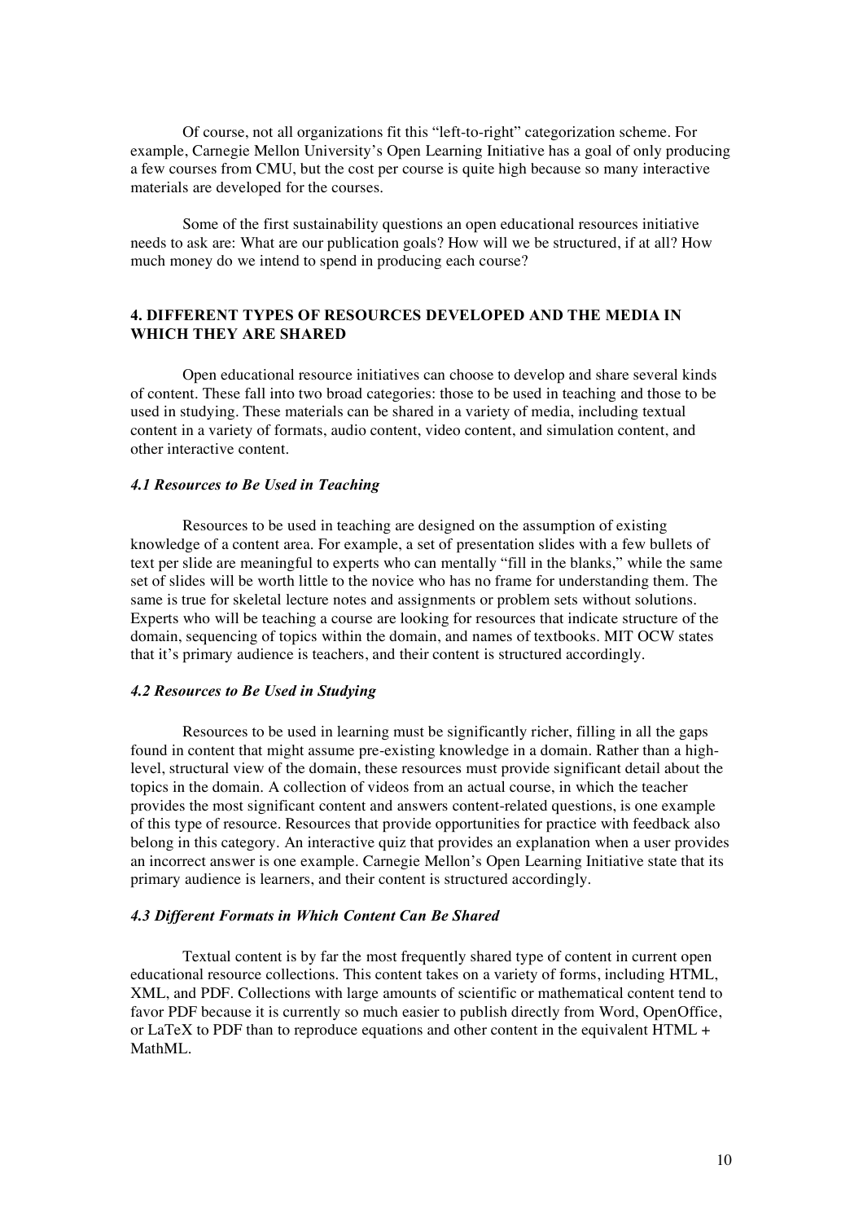Of course, not all organizations fit this "left-to-right" categorization scheme. For example, Carnegie Mellon University's Open Learning Initiative has a goal of only producing a few courses from CMU, but the cost per course is quite high because so many interactive materials are developed for the courses.

Some of the first sustainability questions an open educational resources initiative needs to ask are: What are our publication goals? How will we be structured, if at all? How much money do we intend to spend in producing each course?

## 4. DIFFERENT TYPES OF RESOURCES DEVELOPED AND THE MEDIA IN WHICH THEY ARE SHARED

Open educational resource initiatives can choose to develop and share several kinds of content. These fall into two broad categories: those to be used in teaching and those to be used in studying. These materials can be shared in a variety of media, including textual content in a variety of formats, audio content, video content, and simulation content, and other interactive content.

### *4.1 Resources to Be Used in Teaching*

Resources to be used in teaching are designed on the assumption of existing knowledge of a content area. For example, a set of presentation slides with a few bullets of text per slide are meaningful to experts who can mentally "fill in the blanks," while the same set of slides will be worth little to the novice who has no frame for understanding them. The same is true for skeletal lecture notes and assignments or problem sets without solutions. Experts who will be teaching a course are looking for resources that indicate structure of the domain, sequencing of topics within the domain, and names of textbooks. MIT OCW states that it's primary audience is teachers, and their content is structured accordingly.

### *4.2 Resources to Be Used in Studying*

Resources to be used in learning must be significantly richer, filling in all the gaps found in content that might assume pre-existing knowledge in a domain. Rather than a high-level, structural view of the domain, these resources must provide significant detail about the topics in the domain. A collection of videos from an actual course, in which the teacher provides the most significant content and answers content-related questions, is one example of this type of resource. Resources that provide opportunities for practice with feedback also belong in this category. An interactive quiz that provides an explanation when a user provides an incorrect answer is one example. Carnegie Mellon's Open Learning Initiative state that its primary audience is learners, and their content is structured accordingly.

### *4.3 Different Formats in Which Content Can Be Shared*

Textual content is by far the most frequently shared type of content in current open educational resource collections. This content takes on a variety of forms, including HTML, XML, and PDF. Collections with large amounts of scientific or mathematical content tend to favor PDF because it is currently so much easier to publish directly from Word, OpenOffice, or LaTeX to PDF than to reproduce equations and other content in the equivalent HTML + MathML.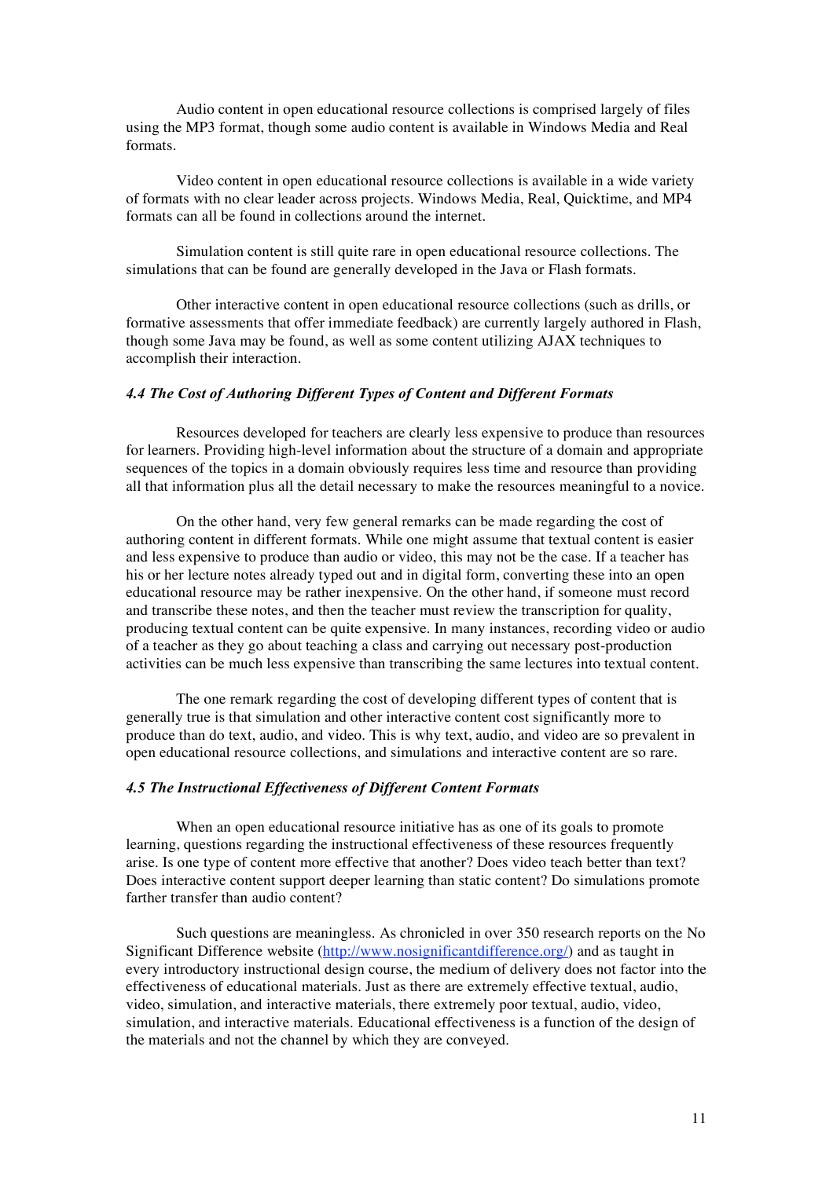Audio content in open educational resource collections is comprised largely of files using the MP3 format, though some audio content is available in Windows Media and Real formats.

Video content in open educational resource collections is available in a wide variety of formats with no clear leader across projects. Windows Media, Real, Quicktime, and MP4 formats can all be found in collections around the internet.

Simulation content is still quite rare in open educational resource collections. The simulations that can be found are generally developed in the Java or Flash formats.

Other interactive content in open educational resource collections (such as drills, or formative assessments that offer immediate feedback) are currently largely authored in Flash, though some Java may be found, as well as some content utilizing AJAX techniques to accomplish their interaction.

#### *4.4 The Cost of Authoring Different Types of Content and Different Formats*

Resources developed for teachers are clearly less expensive to produce than resources for learners. Providing high-level information about the structure of a domain and appropriate sequences of the topics in a domain obviously requires less time and resource than providing all that information plus all the detail necessary to make the resources meaningful to a novice.

On the other hand, very few general remarks can be made regarding the cost of authoring content in different formats. While one might assume that textual content is easier and less expensive to produce than audio or video, this may not be the case. If a teacher has his or her lecture notes already typed out and in digital form, converting these into an open educational resource may be rather inexpensive. On the other hand, if someone must record and transcribe these notes, and then the teacher must review the transcription for quality, producing textual content can be quite expensive. In many instances, recording video or audio of a teacher as they go about teaching a class and carrying out necessary post-production activities can be much less expensive than transcribing the same lectures into textual content.

The one remark regarding the cost of developing different types of content that is generally true is that simulation and other interactive content cost significantly more to produce than do text, audio, and video. This is why text, audio, and video are so prevalent in open educational resource collections, and simulations and interactive content are so rare.

#### *4.5 The Instructional Effectiveness of Different Content Formats*

When an open educational resource initiative has as one of its goals to promote learning, questions regarding the instructional effectiveness of these resources frequently arise. Is one type of content more effective that another? Does video teach better than text? Does interactive content support deeper learning than static content? Do simulations promote farther transfer than audio content?

Such questions are meaningless. As chronicled in over 350 research reports on the No Significant Difference website (http://www.nosignificantdifference.org/) and as taught in every introductory instructional design course, the medium of delivery does not factor into the effectiveness of educational materials. Just as there are extremely effective textual, audio, video, simulation, and interactive materials, there extremely poor textual, audio, video, simulation, and interactive materials. Educational effectiveness is a function of the design of the materials and not the channel by which they are conveyed.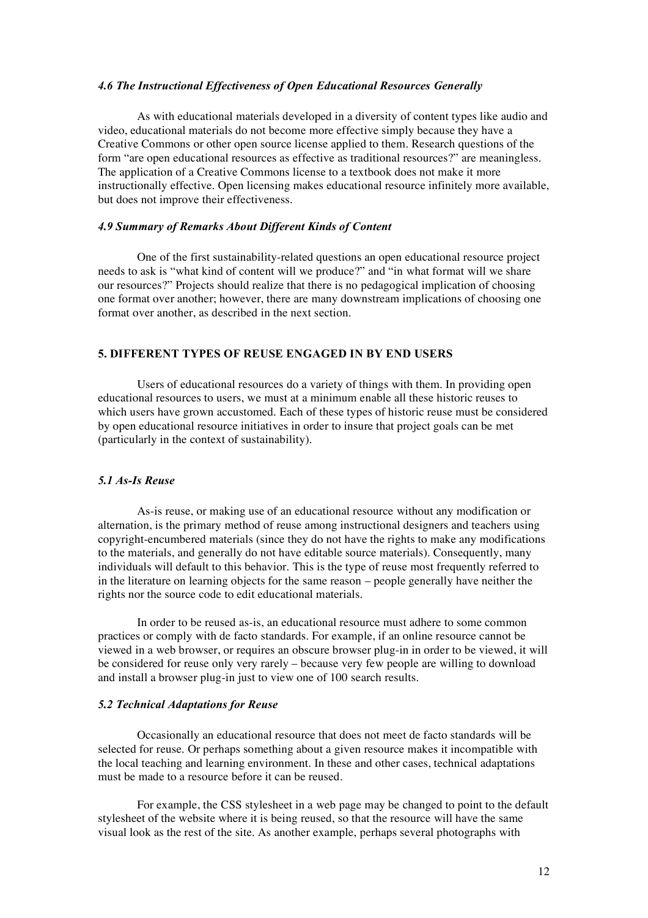#### *4.6 The Instructional Effectiveness of Open Educational Resources Generally*

As with educational materials developed in a diversity of content types like audio and video, educational materials do not become more effective simply because they have a Creative Commons or other open source license applied to them. Research questions of the form "are open educational resources as effective as traditional resources?" are meaningless. The application of a Creative Commons license to a textbook does not make it more instructionally effective. Open licensing makes educational resource infinitely more available, but does not improve their effectiveness.

#### *4.9 Summary of Remarks About Different Kinds of Content*

One of the first sustainability-related questions an open educational resource project needs to ask is "what kind of content will we produce?" and "in what format will we share our resources?" Projects should realize that there is no pedagogical implication of choosing one format over another; however, there are many downstream implications of choosing one format over another, as described in the next section.

## 5. DIFFERENT TYPES OF REUSE ENGAGED IN BY END USERS

Users of educational resources do a variety of things with them. In providing open educational resources to users, we must at a minimum enable all these historic reuses to which users have grown accustomed. Each of these types of historic reuse must be considered by open educational resource initiatives in order to insure that project goals can be met (particularly in the context of sustainability).

#### *5.1 As-Is Reuse*

As-is reuse, or making use of an educational resource without any modification or alternation, is the primary method of reuse among instructional designers and teachers using copyright-encumbered materials (since they do not have the rights to make any modifications to the materials, and generally do not have editable source materials). Consequently, many individuals will default to this behavior. This is the type of reuse most frequently referred to in the literature on learning objects for the same reason – people generally have neither the rights nor the source code to edit educational materials.

In order to be reused as-is, an educational resource must adhere to some common practices or comply with de facto standards. For example, if an online resource cannot be viewed in a web browser, or requires an obscure browser plug-in in order to be viewed, it will be considered for reuse only very rarely – because very few people are willing to download and install a browser plug-in just to view one of 100 search results.

#### *5.2 Technical Adaptations for Reuse*

Occasionally an educational resource that does not meet de facto standards will be selected for reuse. Or perhaps something about a given resource makes it incompatible with the local teaching and learning environment. In these and other cases, technical adaptations must be made to a resource before it can be reused.

For example, the CSS stylesheet in a web page may be changed to point to the default stylesheet of the website where it is being reused, so that the resource will have the same visual look as the rest of the site. As another example, perhaps several photographs with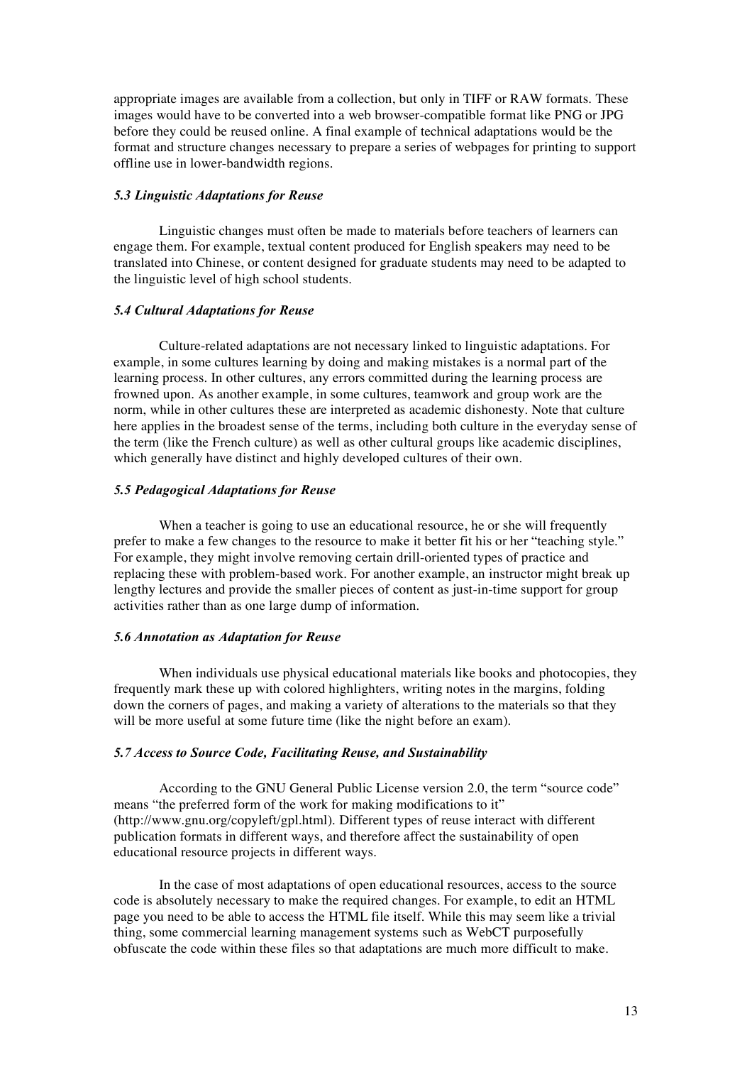appropriate images are available from a collection, but only in TIFF or RAW formats. These images would have to be converted into a web browser-compatible format like PNG or JPG before they could be reused online. A final example of technical adaptations would be the format and structure changes necessary to prepare a series of webpages for printing to support offline use in lower-bandwidth regions.

### *5.3 Linguistic Adaptations for Reuse*

Linguistic changes must often be made to materials before teachers of learners can engage them. For example, textual content produced for English speakers may need to be translated into Chinese, or content designed for graduate students may need to be adapted to the linguistic level of high school students.

### *5.4 Cultural Adaptations for Reuse*

Culture-related adaptations are not necessary linked to linguistic adaptations. For example, in some cultures learning by doing and making mistakes is a normal part of the learning process. In other cultures, any errors committed during the learning process are frowned upon. As another example, in some cultures, teamwork and group work are the norm, while in other cultures these are interpreted as academic dishonesty. Note that culture here applies in the broadest sense of the terms, including both culture in the everyday sense of the term (like the French culture) as well as other cultural groups like academic disciplines, which generally have distinct and highly developed cultures of their own.

### *5.5 Pedagogical Adaptations for Reuse*

When a teacher is going to use an educational resource, he or she will frequently prefer to make a few changes to the resource to make it better fit his or her "teaching style." For example, they might involve removing certain drill-oriented types of practice and replacing these with problem-based work. For another example, an instructor might break up lengthy lectures and provide the smaller pieces of content as just-in-time support for group activities rather than as one large dump of information.

### *5.6 Annotation as Adaptation for Reuse*

When individuals use physical educational materials like books and photocopies, they frequently mark these up with colored highlighters, writing notes in the margins, folding down the corners of pages, and making a variety of alterations to the materials so that they will be more useful at some future time (like the night before an exam).

### *5.7 Access to Source Code, Facilitating Reuse, and Sustainability*

According to the GNU General Public License version 2.0, the term "source code" means "the preferred form of the work for making modifications to it" (http://www.gnu.org/copyleft/gpl.html). Different types of reuse interact with different publication formats in different ways, and therefore affect the sustainability of open educational resource projects in different ways.

In the case of most adaptations of open educational resources, access to the source code is absolutely necessary to make the required changes. For example, to edit an HTML page you need to be able to access the HTML file itself. While this may seem like a trivial thing, some commercial learning management systems such as WebCT purposefully obfuscate the code within these files so that adaptations are much more difficult to make.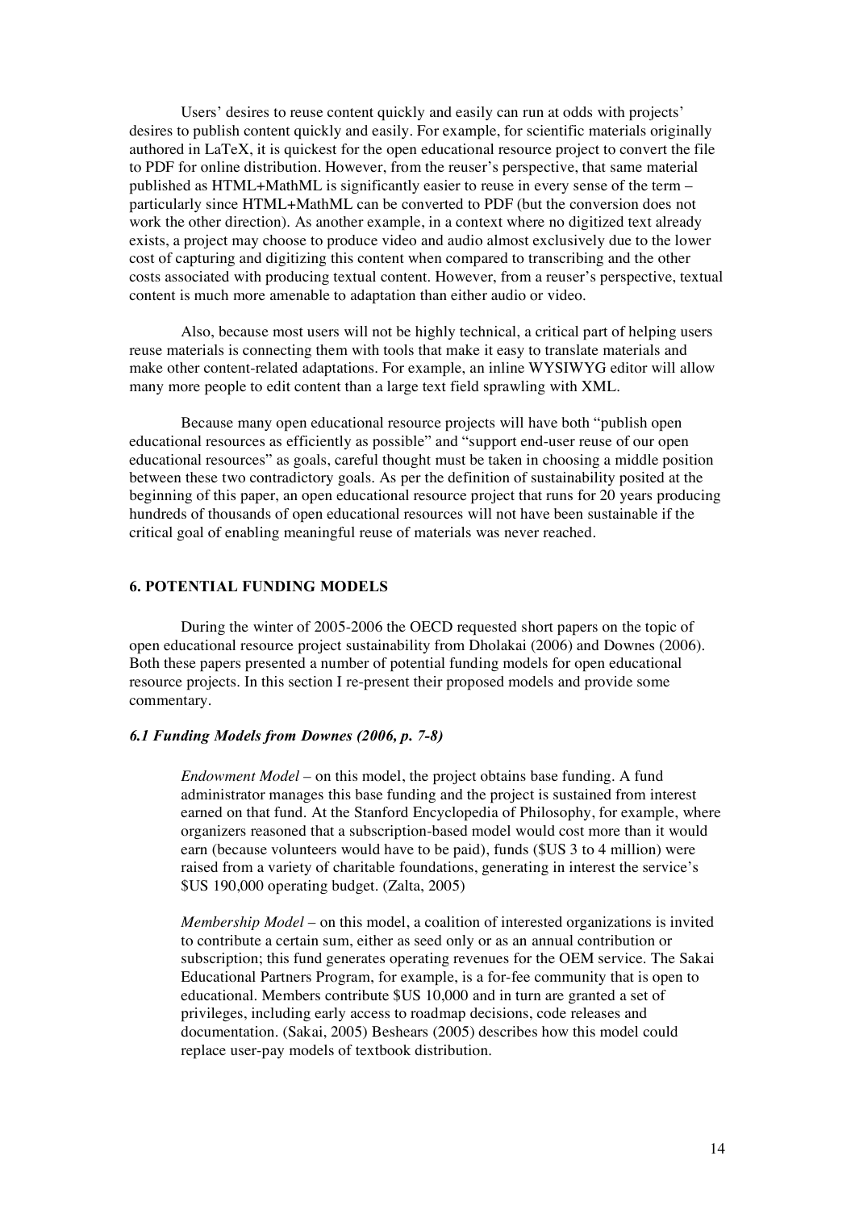Users' desires to reuse content quickly and easily can run at odds with projects' desires to publish content quickly and easily. For example, for scientific materials originally authored in LaTeX, it is quickest for the open educational resource project to convert the file to PDF for online distribution. However, from the reuser's perspective, that same material published as HTML+MathML is significantly easier to reuse in every sense of the term – particularly since HTML+MathML can be converted to PDF (but the conversion does not work the other direction). As another example, in a context where no digitized text already exists, a project may choose to produce video and audio almost exclusively due to the lower cost of capturing and digitizing this content when compared to transcribing and the other costs associated with producing textual content. However, from a reuser's perspective, textual content is much more amenable to adaptation than either audio or video.

Also, because most users will not be highly technical, a critical part of helping users reuse materials is connecting them with tools that make it easy to translate materials and make other content-related adaptations. For example, an inline WYSIWYG editor will allow many more people to edit content than a large text field sprawling with XML.

Because many open educational resource projects will have both "publish open educational resources as efficiently as possible" and "support end-user reuse of our open educational resources" as goals, careful thought must be taken in choosing a middle position between these two contradictory goals. As per the definition of sustainability posited at the beginning of this paper, an open educational resource project that runs for 20 years producing hundreds of thousands of open educational resources will not have been sustainable if the critical goal of enabling meaningful reuse of materials was never reached.

## 6. POTENTIAL FUNDING MODELS

During the winter of 2005-2006 the OECD requested short papers on the topic of open educational resource project sustainability from Dholakai (2006) and Downes (2006). Both these papers presented a number of potential funding models for open educational resource projects. In this section I re-present their proposed models and provide some commentary.

### *6.1 Funding Models from Downes (2006, p. 7-8)*

> *Endowment Model* – on this model, the project obtains base funding. A fund administrator manages this base funding and the project is sustained from interest earned on that fund. At the Stanford Encyclopedia of Philosophy, for example, where organizers reasoned that a subscription-based model would cost more than it would earn (because volunteers would have to be paid), funds ($US 3 to 4 million) were raised from a variety of charitable foundations, generating in interest the service's $US 190,000 operating budget. (Zalta, 2005)
>
> *Membership Model* – on this model, a coalition of interested organizations is invited to contribute a certain sum, either as seed only or as an annual contribution or subscription; this fund generates operating revenues for the OEM service. The Sakai Educational Partners Program, for example, is a for-fee community that is open to educational. Members contribute $US 10,000 and in turn are granted a set of privileges, including early access to roadmap decisions, code releases and documentation. (Sakai, 2005) Beshears (2005) describes how this model could replace user-pay models of textbook distribution.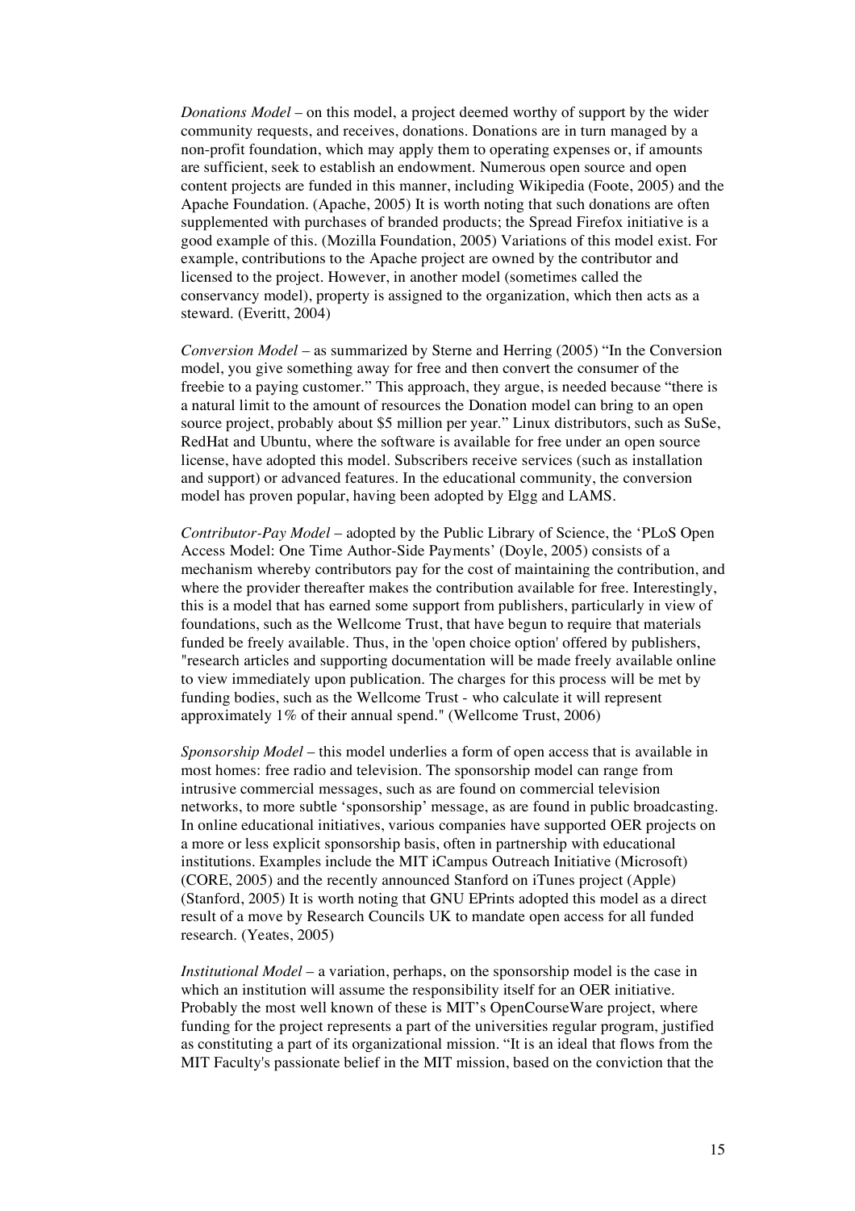*Donations Model* – on this model, a project deemed worthy of support by the wider community requests, and receives, donations. Donations are in turn managed by a non-profit foundation, which may apply them to operating expenses or, if amounts are sufficient, seek to establish an endowment. Numerous open source and open content projects are funded in this manner, including Wikipedia (Foote, 2005) and the Apache Foundation. (Apache, 2005) It is worth noting that such donations are often supplemented with purchases of branded products; the Spread Firefox initiative is a good example of this. (Mozilla Foundation, 2005) Variations of this model exist. For example, contributions to the Apache project are owned by the contributor and licensed to the project. However, in another model (sometimes called the conservancy model), property is assigned to the organization, which then acts as a steward. (Everitt, 2004)

*Conversion Model* – as summarized by Sterne and Herring (2005) "In the Conversion model, you give something away for free and then convert the consumer of the freebie to a paying customer." This approach, they argue, is needed because "there is a natural limit to the amount of resources the Donation model can bring to an open source project, probably about $5 million per year." Linux distributors, such as SuSe, RedHat and Ubuntu, where the software is available for free under an open source license, have adopted this model. Subscribers receive services (such as installation and support) or advanced features. In the educational community, the conversion model has proven popular, having been adopted by Elgg and LAMS.

*Contributor-Pay Model* – adopted by the Public Library of Science, the 'PLoS Open Access Model: One Time Author-Side Payments' (Doyle, 2005) consists of a mechanism whereby contributors pay for the cost of maintaining the contribution, and where the provider thereafter makes the contribution available for free. Interestingly, this is a model that has earned some support from publishers, particularly in view of foundations, such as the Wellcome Trust, that have begun to require that materials funded be freely available. Thus, in the 'open choice option' offered by publishers, "research articles and supporting documentation will be made freely available online to view immediately upon publication. The charges for this process will be met by funding bodies, such as the Wellcome Trust - who calculate it will represent approximately 1% of their annual spend." (Wellcome Trust, 2006)

*Sponsorship Model* – this model underlies a form of open access that is available in most homes: free radio and television. The sponsorship model can range from intrusive commercial messages, such as are found on commercial television networks, to more subtle 'sponsorship' message, as are found in public broadcasting. In online educational initiatives, various companies have supported OER projects on a more or less explicit sponsorship basis, often in partnership with educational institutions. Examples include the MIT iCampus Outreach Initiative (Microsoft) (CORE, 2005) and the recently announced Stanford on iTunes project (Apple) (Stanford, 2005) It is worth noting that GNU EPrints adopted this model as a direct result of a move by Research Councils UK to mandate open access for all funded research. (Yeates, 2005)

*Institutional Model* – a variation, perhaps, on the sponsorship model is the case in which an institution will assume the responsibility itself for an OER initiative. Probably the most well known of these is MIT's OpenCourseWare project, where funding for the project represents a part of the universities regular program, justified as constituting a part of its organizational mission. "It is an ideal that flows from the MIT Faculty's passionate belief in the MIT mission, based on the conviction that the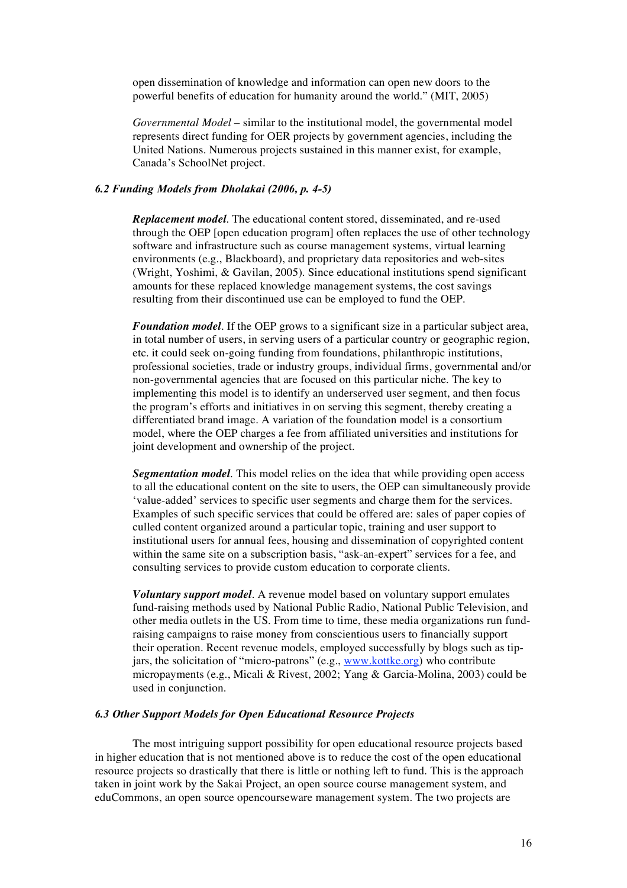open dissemination of knowledge and information can open new doors to the powerful benefits of education for humanity around the world." (MIT, 2005)

*Governmental Model* – similar to the institutional model, the governmental model represents direct funding for OER projects by government agencies, including the United Nations. Numerous projects sustained in this manner exist, for example, Canada's SchoolNet project.

### *6.2 Funding Models from Dholakai (2006, p. 4-5)*

***Replacement model***. The educational content stored, disseminated, and re-used through the OEP [open education program] often replaces the use of other technology software and infrastructure such as course management systems, virtual learning environments (e.g., Blackboard), and proprietary data repositories and web-sites (Wright, Yoshimi, & Gavilan, 2005). Since educational institutions spend significant amounts for these replaced knowledge management systems, the cost savings resulting from their discontinued use can be employed to fund the OEP.

***Foundation model***. If the OEP grows to a significant size in a particular subject area, in total number of users, in serving users of a particular country or geographic region, etc. it could seek on-going funding from foundations, philanthropic institutions, professional societies, trade or industry groups, individual firms, governmental and/or non-governmental agencies that are focused on this particular niche. The key to implementing this model is to identify an underserved user segment, and then focus the program's efforts and initiatives in on serving this segment, thereby creating a differentiated brand image. A variation of the foundation model is a consortium model, where the OEP charges a fee from affiliated universities and institutions for joint development and ownership of the project.

***Segmentation model***. This model relies on the idea that while providing open access to all the educational content on the site to users, the OEP can simultaneously provide 'value-added' services to specific user segments and charge them for the services. Examples of such specific services that could be offered are: sales of paper copies of culled content organized around a particular topic, training and user support to institutional users for annual fees, housing and dissemination of copyrighted content within the same site on a subscription basis, "ask-an-expert" services for a fee, and consulting services to provide custom education to corporate clients.

***Voluntary support model***. A revenue model based on voluntary support emulates fund-raising methods used by National Public Radio, National Public Television, and other media outlets in the US. From time to time, these media organizations run fund-raising campaigns to raise money from conscientious users to financially support their operation. Recent revenue models, employed successfully by blogs such as tip-jars, the solicitation of "micro-patrons" (e.g., [www.kottke.org](http://www.kottke.org)) who contribute micropayments (e.g., Micali & Rivest, 2002; Yang & Garcia-Molina, 2003) could be used in conjunction.

### *6.3 Other Support Models for Open Educational Resource Projects*

The most intriguing support possibility for open educational resource projects based in higher education that is not mentioned above is to reduce the cost of the open educational resource projects so drastically that there is little or nothing left to fund. This is the approach taken in joint work by the Sakai Project, an open source course management system, and eduCommons, an open source opencourseware management system. The two projects are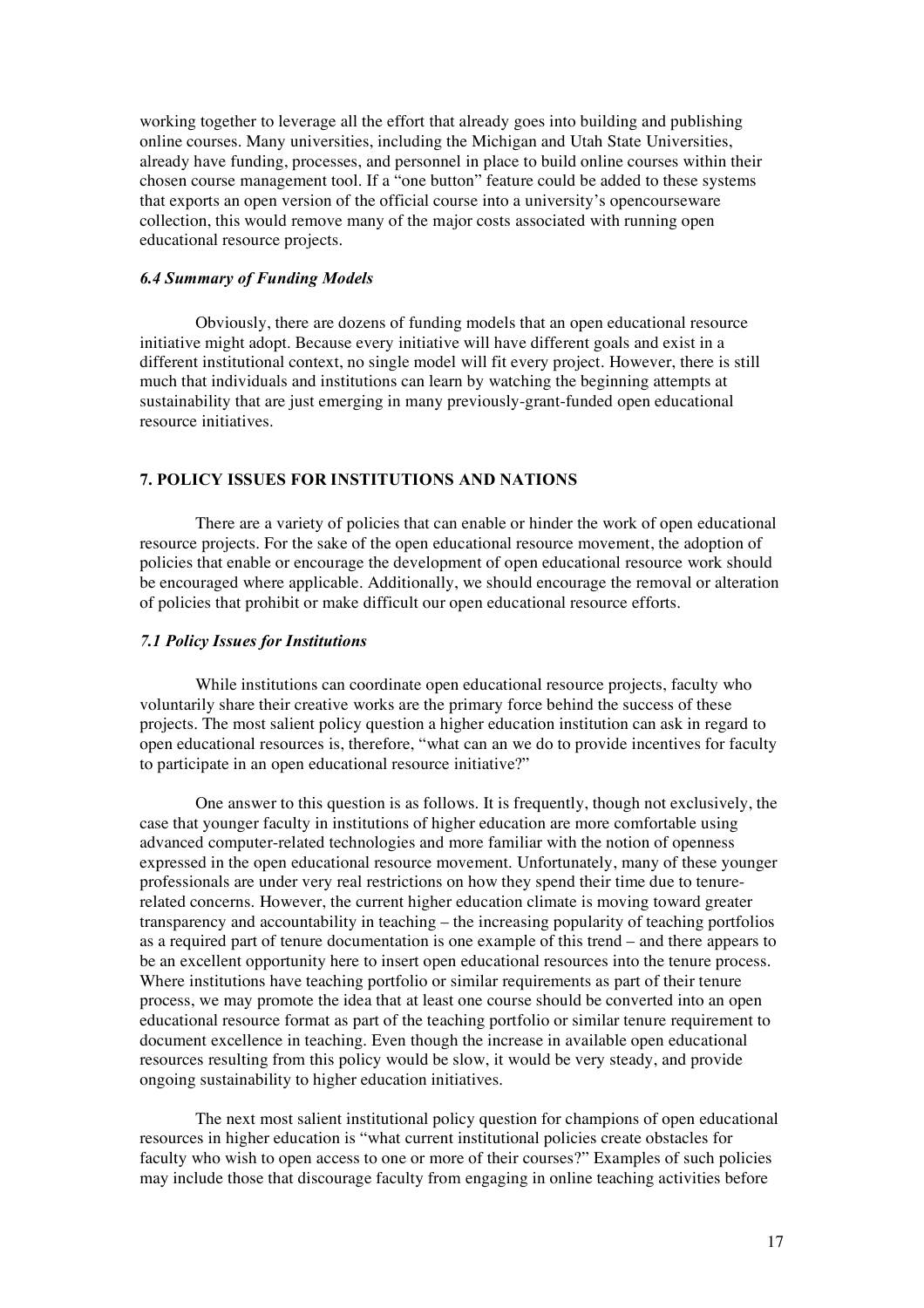working together to leverage all the effort that already goes into building and publishing online courses. Many universities, including the Michigan and Utah State Universities, already have funding, processes, and personnel in place to build online courses within their chosen course management tool. If a "one button" feature could be added to these systems that exports an open version of the official course into a university's opencourseware collection, this would remove many of the major costs associated with running open educational resource projects.

### *6.4 Summary of Funding Models*

Obviously, there are dozens of funding models that an open educational resource initiative might adopt. Because every initiative will have different goals and exist in a different institutional context, no single model will fit every project. However, there is still much that individuals and institutions can learn by watching the beginning attempts at sustainability that are just emerging in many previously-grant-funded open educational resource initiatives.

## 7. POLICY ISSUES FOR INSTITUTIONS AND NATIONS

There are a variety of policies that can enable or hinder the work of open educational resource projects. For the sake of the open educational resource movement, the adoption of policies that enable or encourage the development of open educational resource work should be encouraged where applicable. Additionally, we should encourage the removal or alteration of policies that prohibit or make difficult our open educational resource efforts.

### *7.1 Policy Issues for Institutions*

While institutions can coordinate open educational resource projects, faculty who voluntarily share their creative works are the primary force behind the success of these projects. The most salient policy question a higher education institution can ask in regard to open educational resources is, therefore, "what can an we do to provide incentives for faculty to participate in an open educational resource initiative?"

One answer to this question is as follows. It is frequently, though not exclusively, the case that younger faculty in institutions of higher education are more comfortable using advanced computer-related technologies and more familiar with the notion of openness expressed in the open educational resource movement. Unfortunately, many of these younger professionals are under very real restrictions on how they spend their time due to tenure-related concerns. However, the current higher education climate is moving toward greater transparency and accountability in teaching – the increasing popularity of teaching portfolios as a required part of tenure documentation is one example of this trend – and there appears to be an excellent opportunity here to insert open educational resources into the tenure process. Where institutions have teaching portfolio or similar requirements as part of their tenure process, we may promote the idea that at least one course should be converted into an open educational resource format as part of the teaching portfolio or similar tenure requirement to document excellence in teaching. Even though the increase in available open educational resources resulting from this policy would be slow, it would be very steady, and provide ongoing sustainability to higher education initiatives.

The next most salient institutional policy question for champions of open educational resources in higher education is "what current institutional policies create obstacles for faculty who wish to open access to one or more of their courses?" Examples of such policies may include those that discourage faculty from engaging in online teaching activities before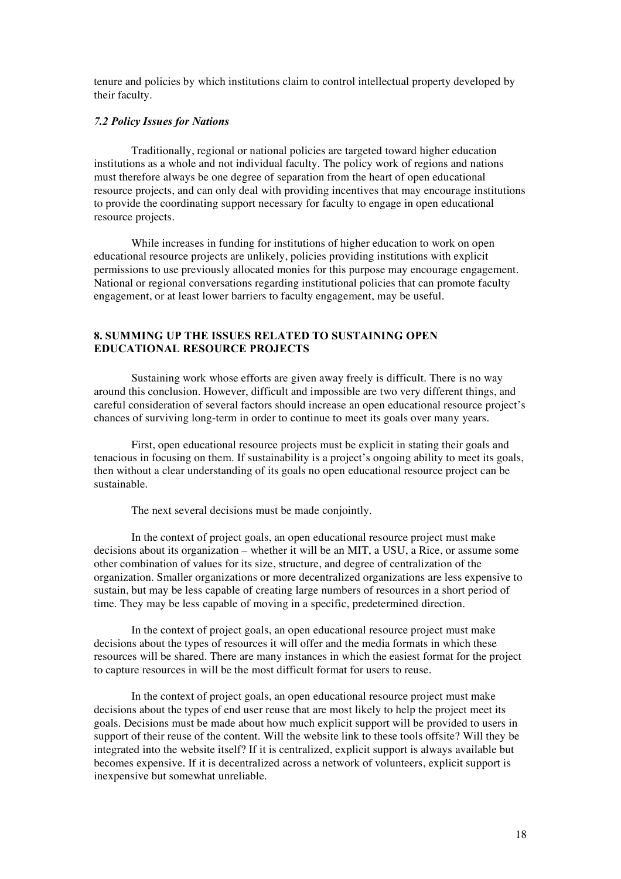tenure and policies by which institutions claim to control intellectual property developed by their faculty.

### *7.2 Policy Issues for Nations*

Traditionally, regional or national policies are targeted toward higher education institutions as a whole and not individual faculty. The policy work of regions and nations must therefore always be one degree of separation from the heart of open educational resource projects, and can only deal with providing incentives that may encourage institutions to provide the coordinating support necessary for faculty to engage in open educational resource projects.

While increases in funding for institutions of higher education to work on open educational resource projects are unlikely, policies providing institutions with explicit permissions to use previously allocated monies for this purpose may encourage engagement. National or regional conversations regarding institutional policies that can promote faculty engagement, or at least lower barriers to faculty engagement, may be useful.

## 8. SUMMING UP THE ISSUES RELATED TO SUSTAINING OPEN EDUCATIONAL RESOURCE PROJECTS

Sustaining work whose efforts are given away freely is difficult. There is no way around this conclusion. However, difficult and impossible are two very different things, and careful consideration of several factors should increase an open educational resource project's chances of surviving long-term in order to continue to meet its goals over many years.

First, open educational resource projects must be explicit in stating their goals and tenacious in focusing on them. If sustainability is a project's ongoing ability to meet its goals, then without a clear understanding of its goals no open educational resource project can be sustainable.

The next several decisions must be made conjointly.

In the context of project goals, an open educational resource project must make decisions about its organization – whether it will be an MIT, a USU, a Rice, or assume some other combination of values for its size, structure, and degree of centralization of the organization. Smaller organizations or more decentralized organizations are less expensive to sustain, but may be less capable of creating large numbers of resources in a short period of time. They may be less capable of moving in a specific, predetermined direction.

In the context of project goals, an open educational resource project must make decisions about the types of resources it will offer and the media formats in which these resources will be shared. There are many instances in which the easiest format for the project to capture resources in will be the most difficult format for users to reuse.

In the context of project goals, an open educational resource project must make decisions about the types of end user reuse that are most likely to help the project meet its goals. Decisions must be made about how much explicit support will be provided to users in support of their reuse of the content. Will the website link to these tools offsite? Will they be integrated into the website itself? If it is centralized, explicit support is always available but becomes expensive. If it is decentralized across a network of volunteers, explicit support is inexpensive but somewhat unreliable.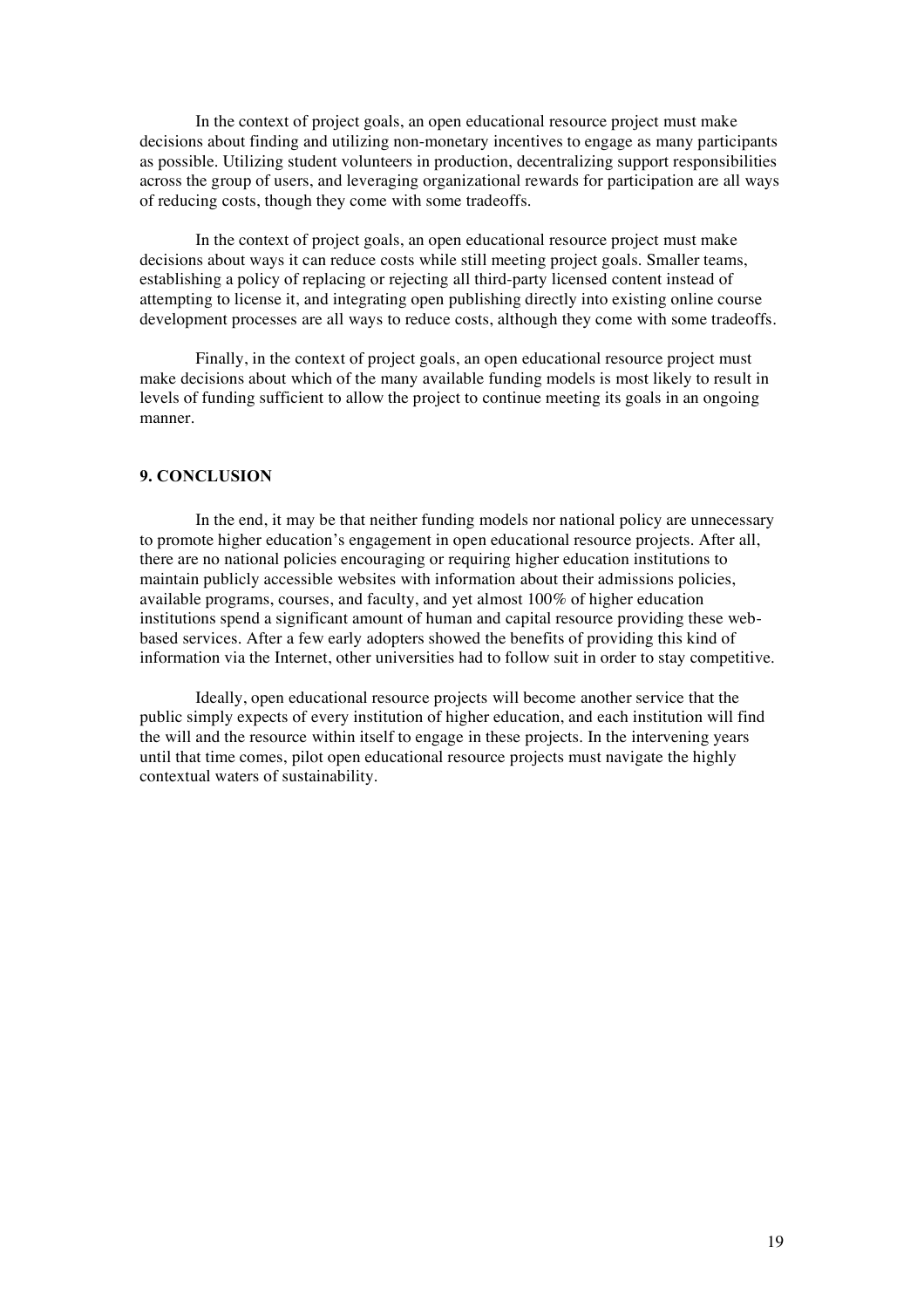In the context of project goals, an open educational resource project must make decisions about finding and utilizing non-monetary incentives to engage as many participants as possible. Utilizing student volunteers in production, decentralizing support responsibilities across the group of users, and leveraging organizational rewards for participation are all ways of reducing costs, though they come with some tradeoffs.

In the context of project goals, an open educational resource project must make decisions about ways it can reduce costs while still meeting project goals. Smaller teams, establishing a policy of replacing or rejecting all third-party licensed content instead of attempting to license it, and integrating open publishing directly into existing online course development processes are all ways to reduce costs, although they come with some tradeoffs.

Finally, in the context of project goals, an open educational resource project must make decisions about which of the many available funding models is most likely to result in levels of funding sufficient to allow the project to continue meeting its goals in an ongoing manner.

## 9. CONCLUSION

In the end, it may be that neither funding models nor national policy are unnecessary to promote higher education's engagement in open educational resource projects. After all, there are no national policies encouraging or requiring higher education institutions to maintain publicly accessible websites with information about their admissions policies, available programs, courses, and faculty, and yet almost 100% of higher education institutions spend a significant amount of human and capital resource providing these web-based services. After a few early adopters showed the benefits of providing this kind of information via the Internet, other universities had to follow suit in order to stay competitive.

Ideally, open educational resource projects will become another service that the public simply expects of every institution of higher education, and each institution will find the will and the resource within itself to engage in these projects. In the intervening years until that time comes, pilot open educational resource projects must navigate the highly contextual waters of sustainability.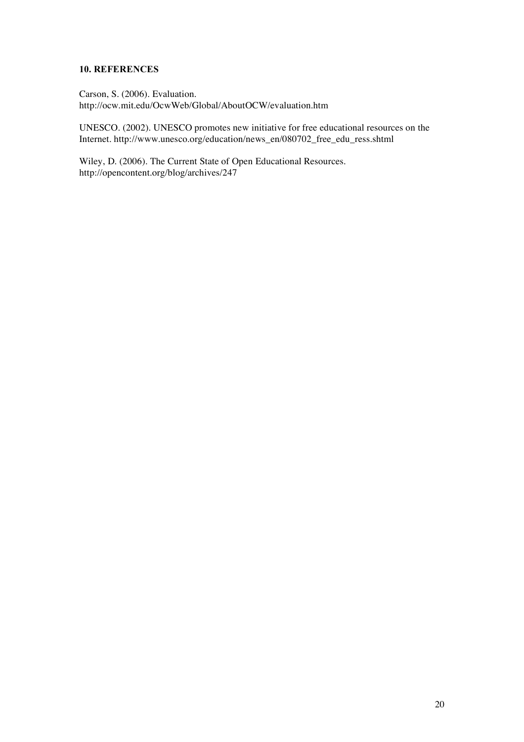## 10. REFERENCES

Carson, S. (2006). Evaluation.
http://ocw.mit.edu/OcwWeb/Global/AboutOCW/evaluation.htm

UNESCO. (2002). UNESCO promotes new initiative for free educational resources on the Internet. http://www.unesco.org/education/news_en/080702_free_edu_ress.shtml

Wiley, D. (2006). The Current State of Open Educational Resources.
http://opencontent.org/blog/archives/247